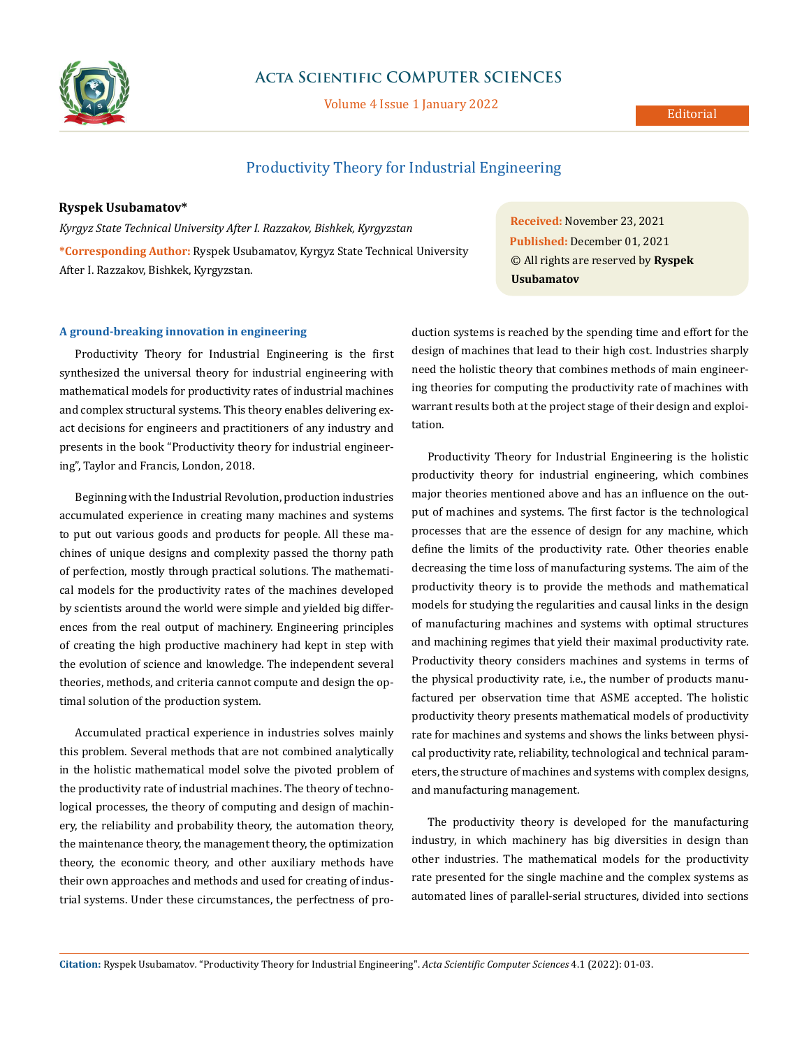# Productivity Theory for Industrial Engineering

**Ryspek Usubamatov***

*Kyrgyz State Technical University After I. Razzakov, Bishkek, Kyrgyzstan*

**\*Corresponding Author:** Ryspek Usubamatov, Kyrgyz State Technical University After I. Razzakov, Bishkek, Kyrgyzstan.

**Received:** November 23, 2021
**Published:** December 01, 2021
© All rights are reserved by **Ryspek Usubamatov**

## A ground-breaking innovation in engineering

Productivity Theory for Industrial Engineering is the first synthesized the universal theory for industrial engineering with mathematical models for productivity rates of industrial machines and complex structural systems. This theory enables delivering exact decisions for engineers and practitioners of any industry and presents in the book "Productivity theory for industrial engineering", Taylor and Francis, London, 2018.

Beginning with the Industrial Revolution, production industries accumulated experience in creating many machines and systems to put out various goods and products for people. All these machines of unique designs and complexity passed the thorny path of perfection, mostly through practical solutions. The mathematical models for the productivity rates of the machines developed by scientists around the world were simple and yielded big differences from the real output of machinery. Engineering principles of creating the high productive machinery had kept in step with the evolution of science and knowledge. The independent several theories, methods, and criteria cannot compute and design the optimal solution of the production system.

Accumulated practical experience in industries solves mainly this problem. Several methods that are not combined analytically in the holistic mathematical model solve the pivoted problem of the productivity rate of industrial machines. The theory of technological processes, the theory of computing and design of machinery, the reliability and probability theory, the automation theory, the maintenance theory, the management theory, the optimization theory, the economic theory, and other auxiliary methods have their own approaches and methods and used for creating of industrial systems. Under these circumstances, the perfectness of production systems is reached by the spending time and effort for the design of machines that lead to their high cost. Industries sharply need the holistic theory that combines methods of main engineering theories for computing the productivity rate of machines with warrant results both at the project stage of their design and exploitation.

Productivity Theory for Industrial Engineering is the holistic productivity theory for industrial engineering, which combines major theories mentioned above and has an influence on the output of machines and systems. The first factor is the technological processes that are the essence of design for any machine, which define the limits of the productivity rate. Other theories enable decreasing the time loss of manufacturing systems. The aim of the productivity theory is to provide the methods and mathematical models for studying the regularities and causal links in the design of manufacturing machines and systems with optimal structures and machining regimes that yield their maximal productivity rate. Productivity theory considers machines and systems in terms of the physical productivity rate, i.e., the number of products manufactured per observation time that ASME accepted. The holistic productivity theory presents mathematical models of productivity rate for machines and systems and shows the links between physical productivity rate, reliability, technological and technical parameters, the structure of machines and systems with complex designs, and manufacturing management.

The productivity theory is developed for the manufacturing industry, in which machinery has big diversities in design than other industries. The mathematical models for the productivity rate presented for the single machine and the complex systems as automated lines of parallel-serial structures, divided into sections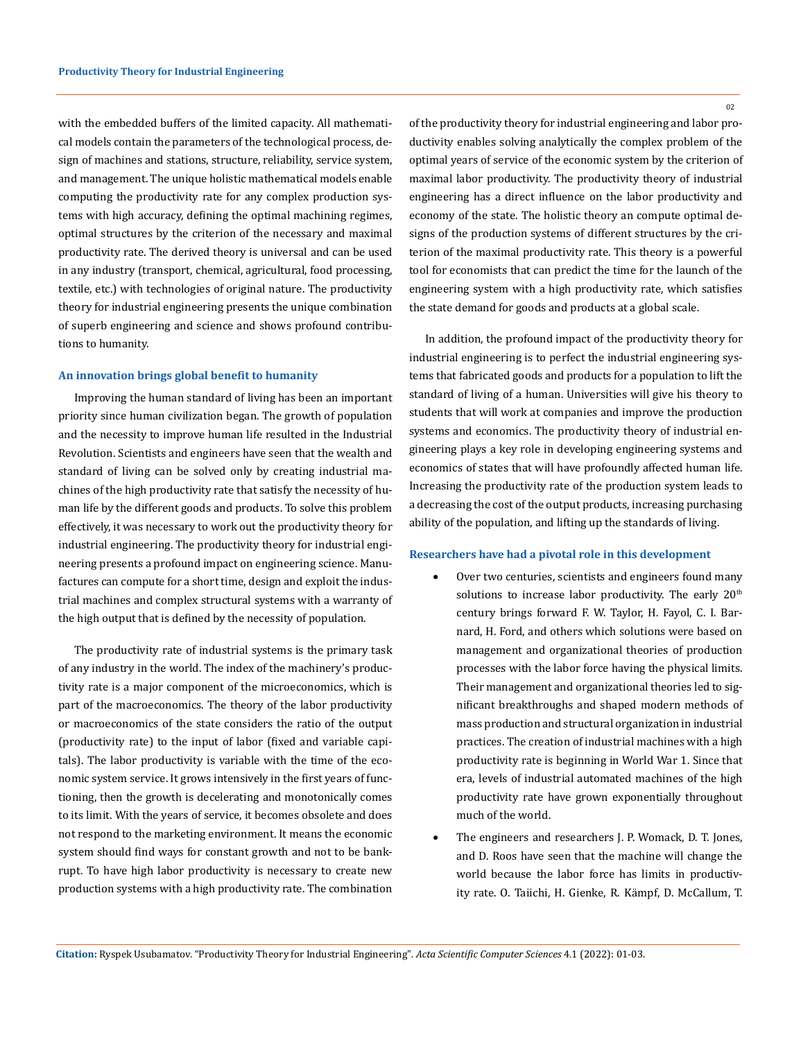with the embedded buffers of the limited capacity. All mathematical models contain the parameters of the technological process, design of machines and stations, structure, reliability, service system, and management. The unique holistic mathematical models enable computing the productivity rate for any complex production systems with high accuracy, defining the optimal machining regimes, optimal structures by the criterion of the necessary and maximal productivity rate. The derived theory is universal and can be used in any industry (transport, chemical, agricultural, food processing, textile, etc.) with technologies of original nature. The productivity theory for industrial engineering presents the unique combination of superb engineering and science and shows profound contributions to humanity.

## An innovation brings global benefit to humanity

Improving the human standard of living has been an important priority since human civilization began. The growth of population and the necessity to improve human life resulted in the Industrial Revolution. Scientists and engineers have seen that the wealth and standard of living can be solved only by creating industrial machines of the high productivity rate that satisfy the necessity of human life by the different goods and products. To solve this problem effectively, it was necessary to work out the productivity theory for industrial engineering. The productivity theory for industrial engineering presents a profound impact on engineering science. Manufactures can compute for a short time, design and exploit the industrial machines and complex structural systems with a warranty of the high output that is defined by the necessity of population.

The productivity rate of industrial systems is the primary task of any industry in the world. The index of the machinery's productivity rate is a major component of the microeconomics, which is part of the macroeconomics. The theory of the labor productivity or macroeconomics of the state considers the ratio of the output (productivity rate) to the input of labor (fixed and variable capitals). The labor productivity is variable with the time of the economic system service. It grows intensively in the first years of functioning, then the growth is decelerating and monotonically comes to its limit. With the years of service, it becomes obsolete and does not respond to the marketing environment. It means the economic system should find ways for constant growth and not to be bankrupt. To have high labor productivity is necessary to create new production systems with a high productivity rate. The combination of the productivity theory for industrial engineering and labor productivity enables solving analytically the complex problem of the optimal years of service of the economic system by the criterion of maximal labor productivity. The productivity theory of industrial engineering has a direct influence on the labor productivity and economy of the state. The holistic theory an compute optimal designs of the production systems of different structures by the criterion of the maximal productivity rate. This theory is a powerful tool for economists that can predict the time for the launch of the engineering system with a high productivity rate, which satisfies the state demand for goods and products at a global scale.

In addition, the profound impact of the productivity theory for industrial engineering is to perfect the industrial engineering systems that fabricated goods and products for a population to lift the standard of living of a human. Universities will give his theory to students that will work at companies and improve the production systems and economics. The productivity theory of industrial engineering plays a key role in developing engineering systems and economics of states that will have profoundly affected human life. Increasing the productivity rate of the production system leads to a decreasing the cost of the output products, increasing purchasing ability of the population, and lifting up the standards of living.

## Researchers have had a pivotal role in this development

- Over two centuries, scientists and engineers found many solutions to increase labor productivity. The early 20th century brings forward F. W. Taylor, H. Fayol, C. I. Barnard, H. Ford, and others which solutions were based on management and organizational theories of production processes with the labor force having the physical limits. Their management and organizational theories led to significant breakthroughs and shaped modern methods of mass production and structural organization in industrial practices. The creation of industrial machines with a high productivity rate is beginning in World War 1. Since that era, levels of industrial automated machines of the high productivity rate have grown exponentially throughout much of the world.
- The engineers and researchers J. P. Womack, D. T. Jones, and D. Roos have seen that the machine will change the world because the labor force has limits in productivity rate. O. Taiichi, H. Gienke, R. Kämpf, D. McCallum, T.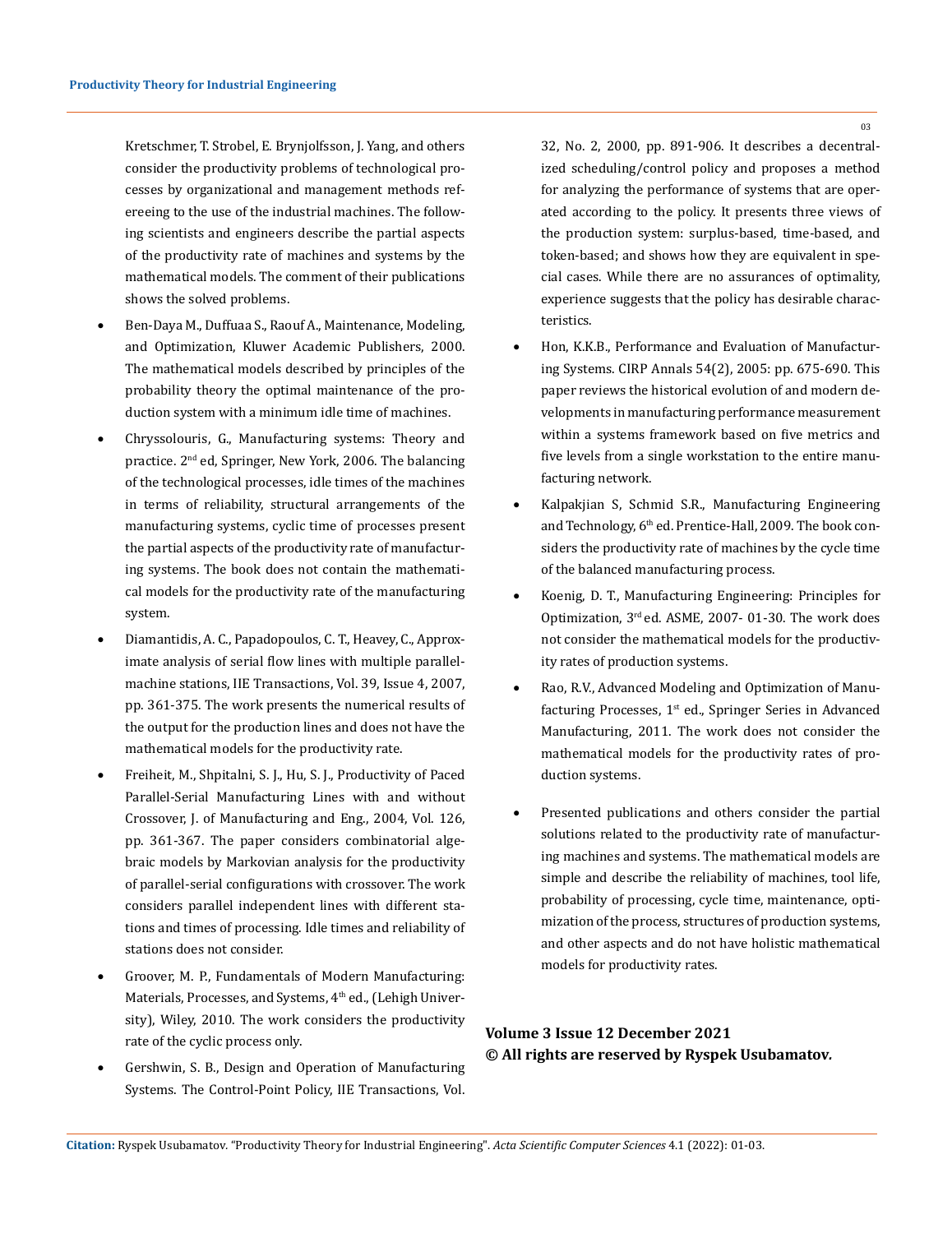Kretschmer, T. Strobel, E. Brynjolfsson, J. Yang, and others consider the productivity problems of technological processes by organizational and management methods refereeing to the use of the industrial machines. The following scientists and engineers describe the partial aspects of the productivity rate of machines and systems by the mathematical models. The comment of their publications shows the solved problems.

- Ben-Daya M., Duffuaa S., Raouf A., Maintenance, Modeling, and Optimization, Kluwer Academic Publishers, 2000. The mathematical models described by principles of the probability theory the optimal maintenance of the production system with a minimum idle time of machines.
- Chryssolouris, G., Manufacturing systems: Theory and practice. 2nd ed, Springer, New York, 2006. The balancing of the technological processes, idle times of the machines in terms of reliability, structural arrangements of the manufacturing systems, cyclic time of processes present the partial aspects of the productivity rate of manufacturing systems. The book does not contain the mathematical models for the productivity rate of the manufacturing system.
- Diamantidis, A. C., Papadopoulos, C. T., Heavey, C., Approximate analysis of serial flow lines with multiple parallel-machine stations, IIE Transactions, Vol. 39, Issue 4, 2007, pp. 361-375. The work presents the numerical results of the output for the production lines and does not have the mathematical models for the productivity rate.
- Freiheit, M., Shpitalni, S. J., Hu, S. J., Productivity of Paced Parallel-Serial Manufacturing Lines with and without Crossover, J. of Manufacturing and Eng., 2004, Vol. 126, pp. 361-367. The paper considers combinatorial algebraic models by Markovian analysis for the productivity of parallel-serial configurations with crossover. The work considers parallel independent lines with different stations and times of processing. Idle times and reliability of stations does not consider.
- Groover, M. P., Fundamentals of Modern Manufacturing: Materials, Processes, and Systems, 4th ed., (Lehigh University), Wiley, 2010. The work considers the productivity rate of the cyclic process only.
- Gershwin, S. B., Design and Operation of Manufacturing Systems. The Control-Point Policy, IIE Transactions, Vol. 32, No. 2, 2000, pp. 891-906. It describes a decentralized scheduling/control policy and proposes a method for analyzing the performance of systems that are operated according to the policy. It presents three views of the production system: surplus-based, time-based, and token-based; and shows how they are equivalent in special cases. While there are no assurances of optimality, experience suggests that the policy has desirable characteristics.
- Hon, K.K.B., Performance and Evaluation of Manufacturing Systems. CIRP Annals 54(2), 2005: pp. 675-690. This paper reviews the historical evolution of and modern developments in manufacturing performance measurement within a systems framework based on five metrics and five levels from a single workstation to the entire manufacturing network.
- Kalpakjian S, Schmid S.R., Manufacturing Engineering and Technology, 6th ed. Prentice-Hall, 2009. The book considers the productivity rate of machines by the cycle time of the balanced manufacturing process.
- Koenig, D. T., Manufacturing Engineering: Principles for Optimization, 3rd ed. ASME, 2007- 01-30. The work does not consider the mathematical models for the productivity rates of production systems.
- Rao, R.V., Advanced Modeling and Optimization of Manufacturing Processes, 1st ed., Springer Series in Advanced Manufacturing, 2011. The work does not consider the mathematical models for the productivity rates of production systems.
- Presented publications and others consider the partial solutions related to the productivity rate of manufacturing machines and systems. The mathematical models are simple and describe the reliability of machines, tool life, probability of processing, cycle time, maintenance, optimization of the process, structures of production systems, and other aspects and do not have holistic mathematical models for productivity rates.

**Volume 3 Issue 12 December 2021**
**© All rights are reserved by Ryspek Usubamatov.**